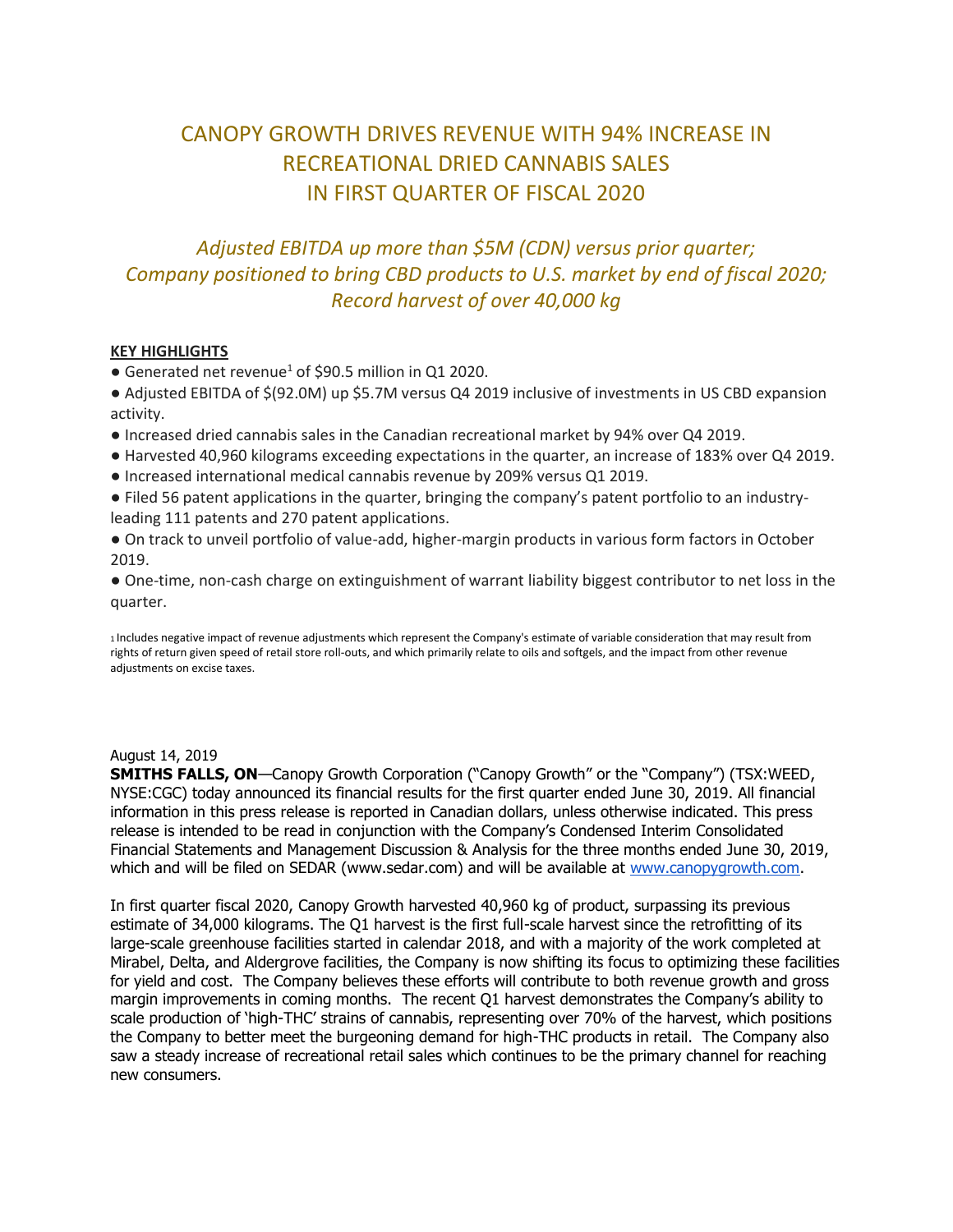# CANOPY GROWTH DRIVES REVENUE WITH 94% INCREASE IN RECREATIONAL DRIED CANNABIS SALES IN FIRST QUARTER OF FISCAL 2020

## *Adjusted EBITDA up more than $5M (CDN) versus prior quarter; Company positioned to bring CBD products to U.S. market by end of fiscal 2020; Record harvest of over 40,000 kg*

**KEY HIGHLIGHTS**

- Generated net revenue[1] of $90.5 million in Q1 2020.
- Adjusted EBITDA of $(92.0M) up $5.7M versus Q4 2019 inclusive of investments in US CBD expansion activity.
- Increased dried cannabis sales in the Canadian recreational market by 94% over Q4 2019.
- Harvested 40,960 kilograms exceeding expectations in the quarter, an increase of 183% over Q4 2019.
- Increased international medical cannabis revenue by 209% versus Q1 2019.
- Filed 56 patent applications in the quarter, bringing the company's patent portfolio to an industry-leading 111 patents and 270 patent applications.
- On track to unveil portfolio of value-add, higher-margin products in various form factors in October 2019.
- One-time, non-cash charge on extinguishment of warrant liability biggest contributor to net loss in the quarter.

[1] Includes negative impact of revenue adjustments which represent the Company's estimate of variable consideration that may result from rights of return given speed of retail store roll-outs, and which primarily relate to oils and softgels, and the impact from other revenue adjustments on excise taxes.

August 14, 2019

**SMITHS FALLS, ON**—Canopy Growth Corporation ("Canopy Growth" or the "Company") (TSX:WEED, NYSE:CGC) today announced its financial results for the first quarter ended June 30, 2019. All financial information in this press release is reported in Canadian dollars, unless otherwise indicated. This press release is intended to be read in conjunction with the Company's Condensed Interim Consolidated Financial Statements and Management Discussion & Analysis for the three months ended June 30, 2019, which and will be filed on SEDAR (www.sedar.com) and will be available at [www.canopygrowth.com](www.canopygrowth.com).

In first quarter fiscal 2020, Canopy Growth harvested 40,960 kg of product, surpassing its previous estimate of 34,000 kilograms. The Q1 harvest is the first full-scale harvest since the retrofitting of its large-scale greenhouse facilities started in calendar 2018, and with a majority of the work completed at Mirabel, Delta, and Aldergrove facilities, the Company is now shifting its focus to optimizing these facilities for yield and cost. The Company believes these efforts will contribute to both revenue growth and gross margin improvements in coming months. The recent Q1 harvest demonstrates the Company's ability to scale production of 'high-THC' strains of cannabis, representing over 70% of the harvest, which positions the Company to better meet the burgeoning demand for high-THC products in retail. The Company also saw a steady increase of recreational retail sales which continues to be the primary channel for reaching new consumers.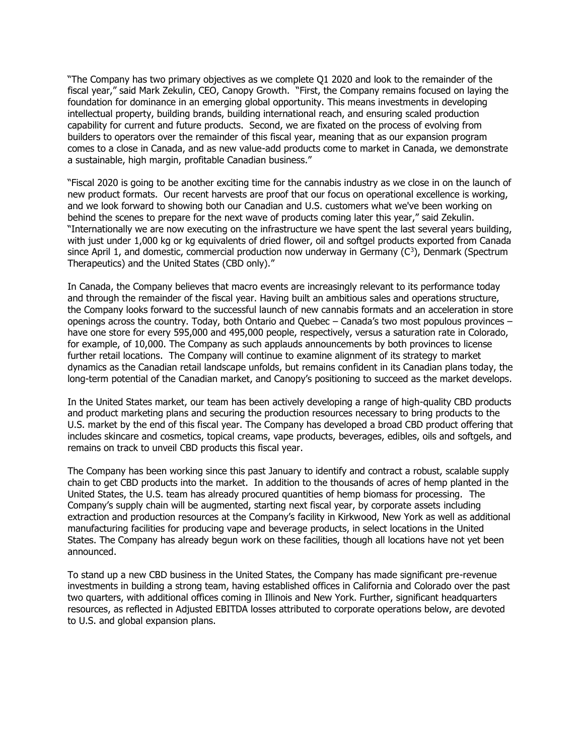"The Company has two primary objectives as we complete Q1 2020 and look to the remainder of the fiscal year," said Mark Zekulin, CEO, Canopy Growth. "First, the Company remains focused on laying the foundation for dominance in an emerging global opportunity. This means investments in developing intellectual property, building brands, building international reach, and ensuring scaled production capability for current and future products. Second, we are fixated on the process of evolving from builders to operators over the remainder of this fiscal year, meaning that as our expansion program comes to a close in Canada, and as new value-add products come to market in Canada, we demonstrate a sustainable, high margin, profitable Canadian business."

"Fiscal 2020 is going to be another exciting time for the cannabis industry as we close in on the launch of new product formats. Our recent harvests are proof that our focus on operational excellence is working, and we look forward to showing both our Canadian and U.S. customers what we've been working on behind the scenes to prepare for the next wave of products coming later this year," said Zekulin. "Internationally we are now executing on the infrastructure we have spent the last several years building, with just under 1,000 kg or kg equivalents of dried flower, oil and softgel products exported from Canada since April 1, and domestic, commercial production now underway in Germany ($C^3$), Denmark (Spectrum Therapeutics) and the United States (CBD only)."

In Canada, the Company believes that macro events are increasingly relevant to its performance today and through the remainder of the fiscal year. Having built an ambitious sales and operations structure, the Company looks forward to the successful launch of new cannabis formats and an acceleration in store openings across the country. Today, both Ontario and Quebec – Canada's two most populous provinces – have one store for every 595,000 and 495,000 people, respectively, versus a saturation rate in Colorado, for example, of 10,000. The Company as such applauds announcements by both provinces to license further retail locations. The Company will continue to examine alignment of its strategy to market dynamics as the Canadian retail landscape unfolds, but remains confident in its Canadian plans today, the long-term potential of the Canadian market, and Canopy's positioning to succeed as the market develops.

In the United States market, our team has been actively developing a range of high-quality CBD products and product marketing plans and securing the production resources necessary to bring products to the U.S. market by the end of this fiscal year. The Company has developed a broad CBD product offering that includes skincare and cosmetics, topical creams, vape products, beverages, edibles, oils and softgels, and remains on track to unveil CBD products this fiscal year.

The Company has been working since this past January to identify and contract a robust, scalable supply chain to get CBD products into the market. In addition to the thousands of acres of hemp planted in the United States, the U.S. team has already procured quantities of hemp biomass for processing. The Company's supply chain will be augmented, starting next fiscal year, by corporate assets including extraction and production resources at the Company's facility in Kirkwood, New York as well as additional manufacturing facilities for producing vape and beverage products, in select locations in the United States. The Company has already begun work on these facilities, though all locations have not yet been announced.

To stand up a new CBD business in the United States, the Company has made significant pre-revenue investments in building a strong team, having established offices in California and Colorado over the past two quarters, with additional offices coming in Illinois and New York. Further, significant headquarters resources, as reflected in Adjusted EBITDA losses attributed to corporate operations below, are devoted to U.S. and global expansion plans.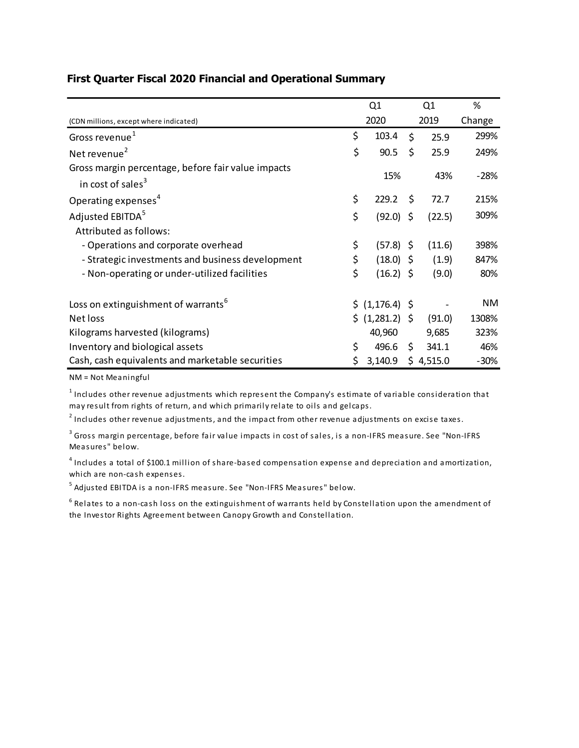## First Quarter Fiscal 2020 Financial and Operational Summary

| (CDN millions, except where indicated) | Q1 2020 | Q1 2019 | % Change |
|---|---|---|---|
| Gross revenue[1] | $ 103.4 | $ 25.9 | 299% |
| Net revenue[2] | $ 90.5 | $ 25.9 | 249% |
| Gross margin percentage, before fair value impacts in cost of sales[3] | 15% | 43% | -28% |
| Operating expenses[4] | $ 229.2 | $ 72.7 | 215% |
| Adjusted EBITDA[5] | $ (92.0) | $ (22.5) | 309% |
| Attributed as follows: | | | |
| - Operations and corporate overhead | $ (57.8) | $ (11.6) | 398% |
| - Strategic investments and business development | $ (18.0) | $ (1.9) | 847% |
| - Non-operating or under-utilized facilities | $ (16.2) | $ (9.0) | 80% |
| Loss on extinguishment of warrants[6] | $ (1,176.4) | $ - | NM |
| Net loss | $ (1,281.2) | $ (91.0) | 1308% |
| Kilograms harvested (kilograms) | 40,960 | 9,685 | 323% |
| Inventory and biological assets | $ 496.6 | $ 341.1 | 46% |
| Cash, cash equivalents and marketable securities | $ 3,140.9 | $ 4,515.0 | -30% |

NM = Not Meaningful

[1] Includes other revenue adjustments which represent the Company's estimate of variable consideration that may result from rights of return, and which primarily relate to oils and gelcaps.

[2] Includes other revenue adjustments, and the impact from other revenue adjustments on excise taxes.

[3] Gross margin percentage, before fair value impacts in cost of sales, is a non-IFRS measure. See "Non-IFRS Measures" below.

[4] Includes a total of $100.1 million of share-based compensation expense and depreciation and amortization, which are non-cash expenses.

[5] Adjusted EBITDA is a non-IFRS measure. See "Non-IFRS Measures" below.

[6] Relates to a non-cash loss on the extinguishment of warrants held by Constellation upon the amendment of the Investor Rights Agreement between Canopy Growth and Constellation.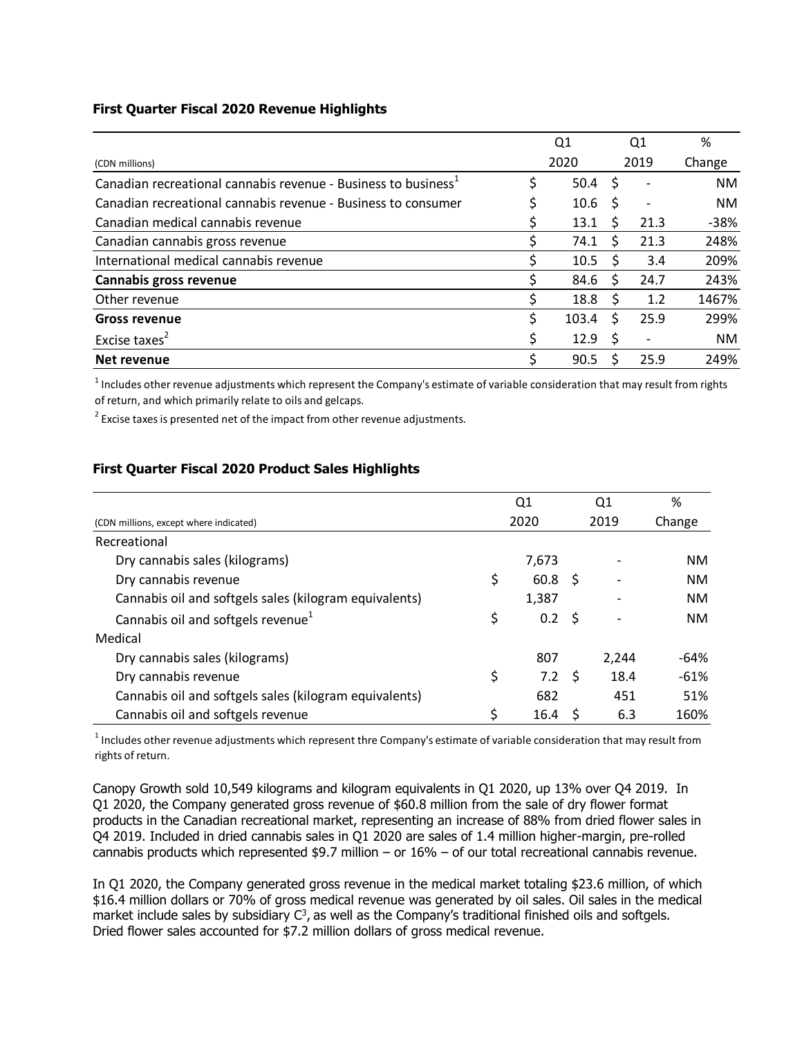**First Quarter Fiscal 2020 Revenue Highlights**

| (CDN millions) | Q1 2020 | Q1 2019 | % Change |
|---|---|---|---|
| Canadian recreational cannabis revenue - Business to business[1] | $ 50.4 | $ - | NM |
| Canadian recreational cannabis revenue - Business to consumer | $ 10.6 | $ - | NM |
| Canadian medical cannabis revenue | $ 13.1 | $ 21.3 | -38% |
| Canadian cannabis gross revenue | $ 74.1 | $ 21.3 | 248% |
| International medical cannabis revenue | $ 10.5 | $ 3.4 | 209% |
| **Cannabis gross revenue** | $ 84.6 | $ 24.7 | 243% |
| Other revenue | $ 18.8 | $ 1.2 | 1467% |
| **Gross revenue** | $ 103.4 | $ 25.9 | 299% |
| Excise taxes[2] | $ 12.9 | $ - | NM |
| **Net revenue** | $ 90.5 | $ 25.9 | 249% |

[1] Includes other revenue adjustments which represent the Company's estimate of variable consideration that may result from rights of return, and which primarily relate to oils and gelcaps.

[2] Excise taxes is presented net of the impact from other revenue adjustments.

**First Quarter Fiscal 2020 Product Sales Highlights**

| (CDN millions, except where indicated) | Q1 2020 | Q1 2019 | % Change |
|---|---|---|---|
| Recreational | | | |
| Dry cannabis sales (kilograms) | 7,673 | - | NM |
| Dry cannabis revenue | $ 60.8 | $ - | NM |
| Cannabis oil and softgels sales (kilogram equivalents) | 1,387 | - | NM |
| Cannabis oil and softgels revenue[1] | $ 0.2 | $ - | NM |
| Medical | | | |
| Dry cannabis sales (kilograms) | 807 | 2,244 | -64% |
| Dry cannabis revenue | $ 7.2 | $ 18.4 | -61% |
| Cannabis oil and softgels sales (kilogram equivalents) | 682 | 451 | 51% |
| Cannabis oil and softgels revenue | $ 16.4 | $ 6.3 | 160% |

[1] Includes other revenue adjustments which represent thre Company's estimate of variable consideration that may result from rights of return.

Canopy Growth sold 10,549 kilograms and kilogram equivalents in Q1 2020, up 13% over Q4 2019. In Q1 2020, the Company generated gross revenue of $60.8 million from the sale of dry flower format products in the Canadian recreational market, representing an increase of 88% from dried flower sales in Q4 2019. Included in dried cannabis sales in Q1 2020 are sales of 1.4 million higher-margin, pre-rolled cannabis products which represented $9.7 million – or 16% – of our total recreational cannabis revenue.

In Q1 2020, the Company generated gross revenue in the medical market totaling $23.6 million, of which $16.4 million dollars or 70% of gross medical revenue was generated by oil sales. Oil sales in the medical market include sales by subsidiary $C^3$, as well as the Company's traditional finished oils and softgels. Dried flower sales accounted for $7.2 million dollars of gross medical revenue.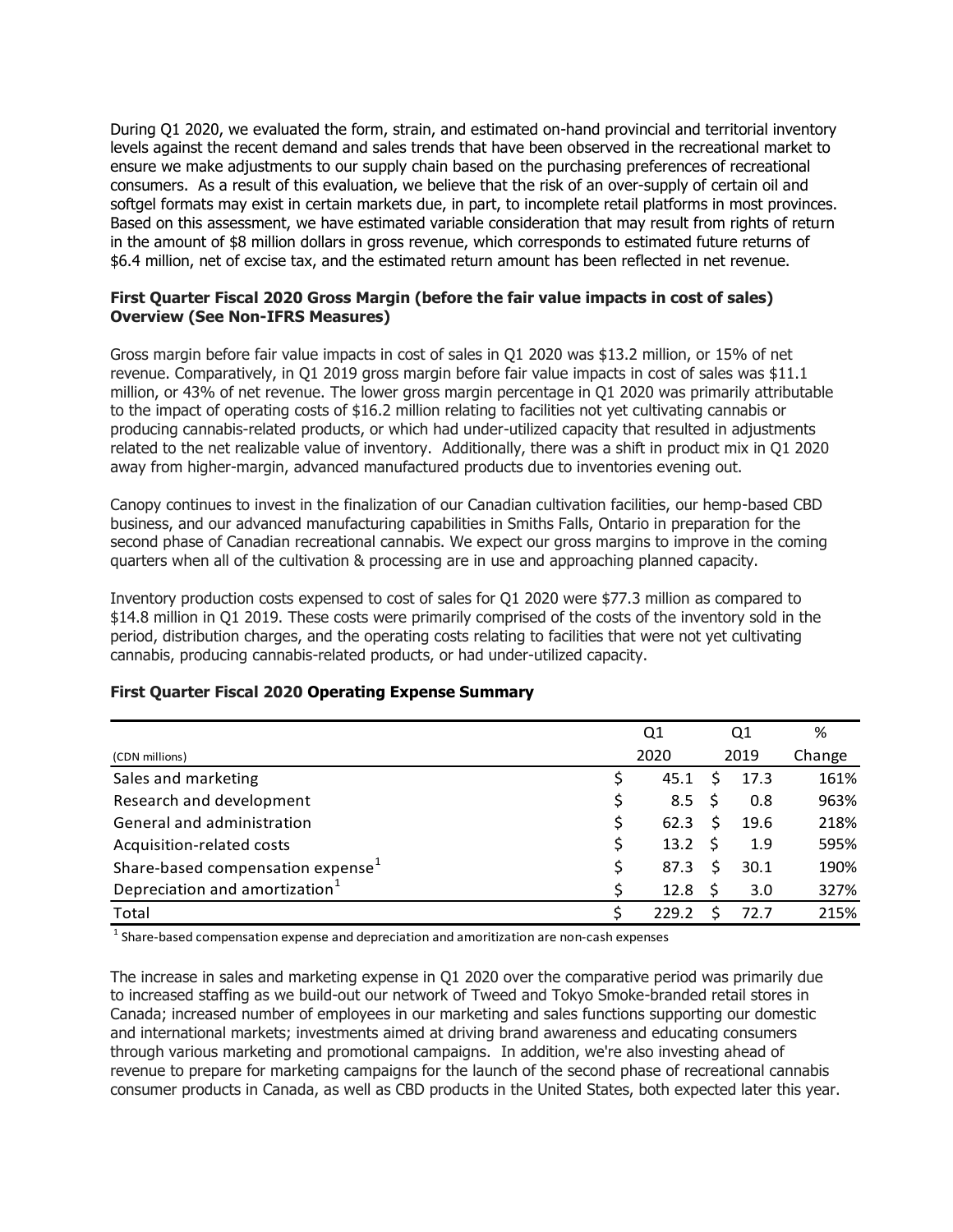During Q1 2020, we evaluated the form, strain, and estimated on-hand provincial and territorial inventory levels against the recent demand and sales trends that have been observed in the recreational market to ensure we make adjustments to our supply chain based on the purchasing preferences of recreational consumers. As a result of this evaluation, we believe that the risk of an over-supply of certain oil and softgel formats may exist in certain markets due, in part, to incomplete retail platforms in most provinces. Based on this assessment, we have estimated variable consideration that may result from rights of return in the amount of $8 million dollars in gross revenue, which corresponds to estimated future returns of $6.4 million, net of excise tax, and the estimated return amount has been reflected in net revenue.

**First Quarter Fiscal 2020 Gross Margin (before the fair value impacts in cost of sales) Overview (See Non-IFRS Measures)**

Gross margin before fair value impacts in cost of sales in Q1 2020 was $13.2 million, or 15% of net revenue. Comparatively, in Q1 2019 gross margin before fair value impacts in cost of sales was $11.1 million, or 43% of net revenue. The lower gross margin percentage in Q1 2020 was primarily attributable to the impact of operating costs of $16.2 million relating to facilities not yet cultivating cannabis or producing cannabis-related products, or which had under-utilized capacity that resulted in adjustments related to the net realizable value of inventory. Additionally, there was a shift in product mix in Q1 2020 away from higher-margin, advanced manufactured products due to inventories evening out.

Canopy continues to invest in the finalization of our Canadian cultivation facilities, our hemp-based CBD business, and our advanced manufacturing capabilities in Smiths Falls, Ontario in preparation for the second phase of Canadian recreational cannabis. We expect our gross margins to improve in the coming quarters when all of the cultivation & processing are in use and approaching planned capacity.

Inventory production costs expensed to cost of sales for Q1 2020 were $77.3 million as compared to $14.8 million in Q1 2019. These costs were primarily comprised of the costs of the inventory sold in the period, distribution charges, and the operating costs relating to facilities that were not yet cultivating cannabis, producing cannabis-related products, or had under-utilized capacity.

**First Quarter Fiscal 2020 Operating Expense Summary**

| (CDN millions) | Q1 2020 | Q1 2019 | % Change |
|---|---|---|---|
| Sales and marketing | $ 45.1 | $ 17.3 | 161% |
| Research and development | $ 8.5 | $ 0.8 | 963% |
| General and administration | $ 62.3 | $ 19.6 | 218% |
| Acquisition-related costs | $ 13.2 | $ 1.9 | 595% |
| Share-based compensation expense[1] | $ 87.3 | $ 30.1 | 190% |
| Depreciation and amortization[1] | $ 12.8 | $ 3.0 | 327% |
| Total | $ 229.2 | $ 72.7 | 215% |

[1] Share-based compensation expense and depreciation and amoritization are non-cash expenses

The increase in sales and marketing expense in Q1 2020 over the comparative period was primarily due to increased staffing as we build-out our network of Tweed and Tokyo Smoke-branded retail stores in Canada; increased number of employees in our marketing and sales functions supporting our domestic and international markets; investments aimed at driving brand awareness and educating consumers through various marketing and promotional campaigns. In addition, we're also investing ahead of revenue to prepare for marketing campaigns for the launch of the second phase of recreational cannabis consumer products in Canada, as well as CBD products in the United States, both expected later this year.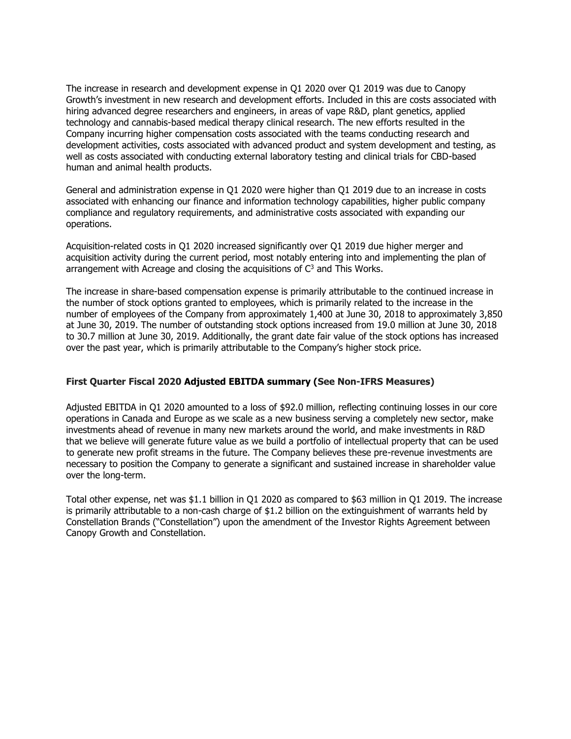The increase in research and development expense in Q1 2020 over Q1 2019 was due to Canopy Growth's investment in new research and development efforts. Included in this are costs associated with hiring advanced degree researchers and engineers, in areas of vape R&D, plant genetics, applied technology and cannabis-based medical therapy clinical research. The new efforts resulted in the Company incurring higher compensation costs associated with the teams conducting research and development activities, costs associated with advanced product and system development and testing, as well as costs associated with conducting external laboratory testing and clinical trials for CBD-based human and animal health products.

General and administration expense in Q1 2020 were higher than Q1 2019 due to an increase in costs associated with enhancing our finance and information technology capabilities, higher public company compliance and regulatory requirements, and administrative costs associated with expanding our operations.

Acquisition-related costs in Q1 2020 increased significantly over Q1 2019 due higher merger and acquisition activity during the current period, most notably entering into and implementing the plan of arrangement with Acreage and closing the acquisitions of $C^3$ and This Works.

The increase in share-based compensation expense is primarily attributable to the continued increase in the number of stock options granted to employees, which is primarily related to the increase in the number of employees of the Company from approximately 1,400 at June 30, 2018 to approximately 3,850 at June 30, 2019. The number of outstanding stock options increased from 19.0 million at June 30, 2018 to 30.7 million at June 30, 2019. Additionally, the grant date fair value of the stock options has increased over the past year, which is primarily attributable to the Company's higher stock price.

### First Quarter Fiscal 2020 Adjusted EBITDA summary (See Non-IFRS Measures)

Adjusted EBITDA in Q1 2020 amounted to a loss of $92.0 million, reflecting continuing losses in our core operations in Canada and Europe as we scale as a new business serving a completely new sector, make investments ahead of revenue in many new markets around the world, and make investments in R&D that we believe will generate future value as we build a portfolio of intellectual property that can be used to generate new profit streams in the future. The Company believes these pre-revenue investments are necessary to position the Company to generate a significant and sustained increase in shareholder value over the long-term.

Total other expense, net was $1.1 billion in Q1 2020 as compared to $63 million in Q1 2019. The increase is primarily attributable to a non-cash charge of $1.2 billion on the extinguishment of warrants held by Constellation Brands ("Constellation") upon the amendment of the Investor Rights Agreement between Canopy Growth and Constellation.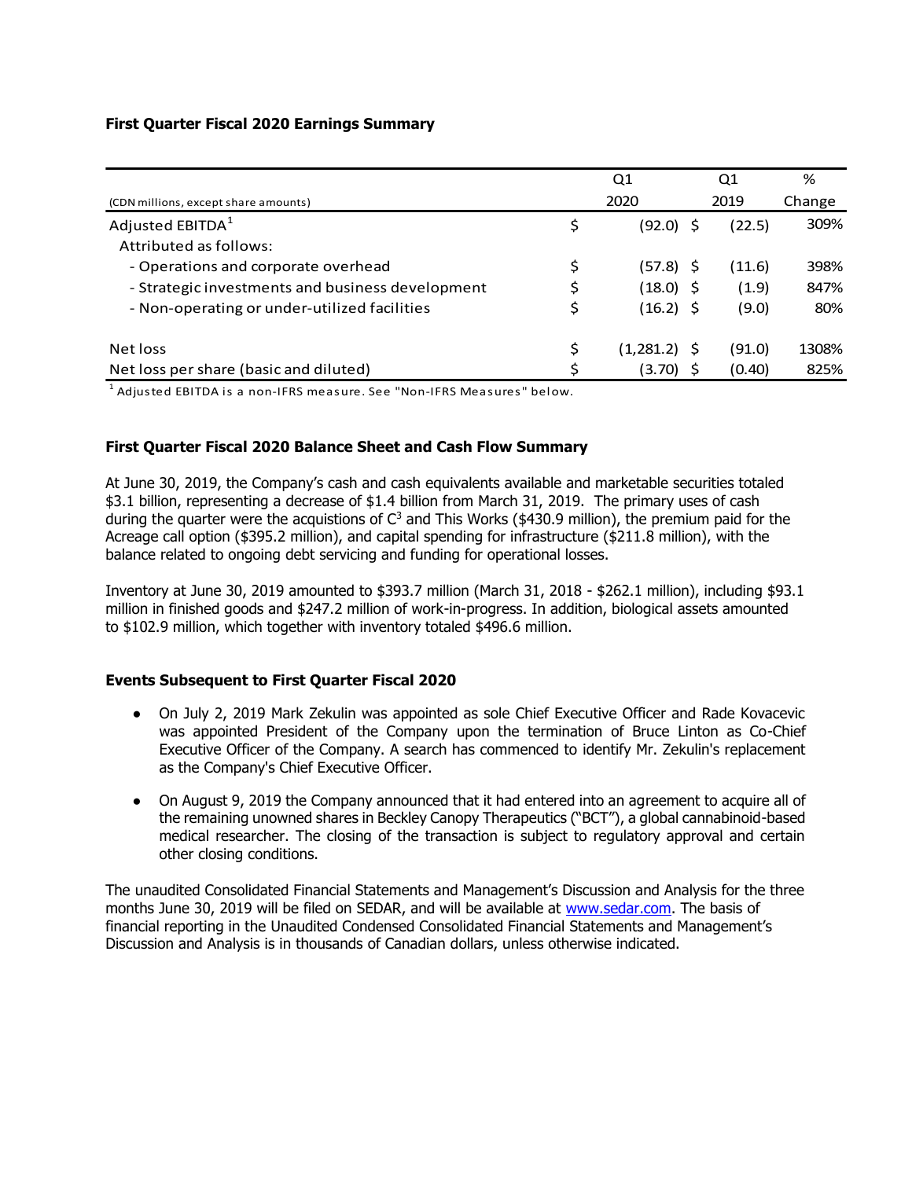**First Quarter Fiscal 2020 Earnings Summary**

| (CDN millions, except share amounts) | Q1 2020 | Q1 2019 | % Change |
|---|---|---|---|
| Adjusted EBITDA[1] | $ (92.0) | $ (22.5) | 309% |
| Attributed as follows: | | | |
| - Operations and corporate overhead | $ (57.8) | $ (11.6) | 398% |
| - Strategic investments and business development | $ (18.0) | $ (1.9) | 847% |
| - Non-operating or under-utilized facilities | $ (16.2) | $ (9.0) | 80% |
| Net loss | $ (1,281.2) | $ (91.0) | 1308% |
| Net loss per share (basic and diluted) | $ (3.70) | $ (0.40) | 825% |

[1] Adjusted EBITDA is a non-IFRS measure. See "Non-IFRS Measures" below.

**First Quarter Fiscal 2020 Balance Sheet and Cash Flow Summary**

At June 30, 2019, the Company's cash and cash equivalents available and marketable securities totaled $3.1 billion, representing a decrease of $1.4 billion from March 31, 2019. The primary uses of cash during the quarter were the acquistions of $C^3$ and This Works ($430.9 million), the premium paid for the Acreage call option ($395.2 million), and capital spending for infrastructure ($211.8 million), with the balance related to ongoing debt servicing and funding for operational losses.

Inventory at June 30, 2019 amounted to $393.7 million (March 31, 2018 - $262.1 million), including $93.1 million in finished goods and $247.2 million of work-in-progress. In addition, biological assets amounted to $102.9 million, which together with inventory totaled $496.6 million.

**Events Subsequent to First Quarter Fiscal 2020**

- On July 2, 2019 Mark Zekulin was appointed as sole Chief Executive Officer and Rade Kovacevic was appointed President of the Company upon the termination of Bruce Linton as Co-Chief Executive Officer of the Company. A search has commenced to identify Mr. Zekulin's replacement as the Company's Chief Executive Officer.
- On August 9, 2019 the Company announced that it had entered into an agreement to acquire all of the remaining unowned shares in Beckley Canopy Therapeutics ("BCT"), a global cannabinoid-based medical researcher. The closing of the transaction is subject to regulatory approval and certain other closing conditions.

The unaudited Consolidated Financial Statements and Management's Discussion and Analysis for the three months June 30, 2019 will be filed on SEDAR, and will be available at www.sedar.com. The basis of financial reporting in the Unaudited Condensed Consolidated Financial Statements and Management's Discussion and Analysis is in thousands of Canadian dollars, unless otherwise indicated.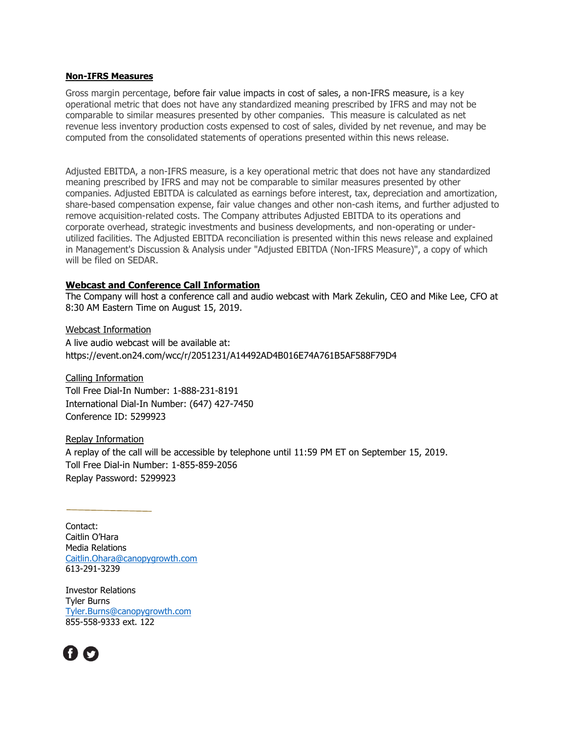## Non-IFRS Measures

Gross margin percentage, before fair value impacts in cost of sales, a non-IFRS measure, is a key operational metric that does not have any standardized meaning prescribed by IFRS and may not be comparable to similar measures presented by other companies. This measure is calculated as net revenue less inventory production costs expensed to cost of sales, divided by net revenue, and may be computed from the consolidated statements of operations presented within this news release.

Adjusted EBITDA, a non-IFRS measure, is a key operational metric that does not have any standardized meaning prescribed by IFRS and may not be comparable to similar measures presented by other companies. Adjusted EBITDA is calculated as earnings before interest, tax, depreciation and amortization, share-based compensation expense, fair value changes and other non-cash items, and further adjusted to remove acquisition-related costs. The Company attributes Adjusted EBITDA to its operations and corporate overhead, strategic investments and business developments, and non-operating or under-utilized facilities. The Adjusted EBITDA reconciliation is presented within this news release and explained in Management's Discussion & Analysis under "Adjusted EBITDA (Non-IFRS Measure)", a copy of which will be filed on SEDAR.

## Webcast and Conference Call Information

The Company will host a conference call and audio webcast with Mark Zekulin, CEO and Mike Lee, CFO at 8:30 AM Eastern Time on August 15, 2019.

Webcast Information

A live audio webcast will be available at:
https://event.on24.com/wcc/r/2051231/A14492AD4B016E74A761B5AF588F79D4

Calling Information

Toll Free Dial-In Number: 1-888-231-8191
International Dial-In Number: (647) 427-7450
Conference ID: 5299923

Replay Information

A replay of the call will be accessible by telephone until 11:59 PM ET on September 15, 2019.
Toll Free Dial-in Number: 1-855-859-2056
Replay Password: 5299923

---

Contact:
Caitlin O'Hara
Media Relations
Caitlin.Ohara@canopygrowth.com
613-291-3239

Investor Relations
Tyler Burns
Tyler.Burns@canopygrowth.com
855-558-9333 ext. 122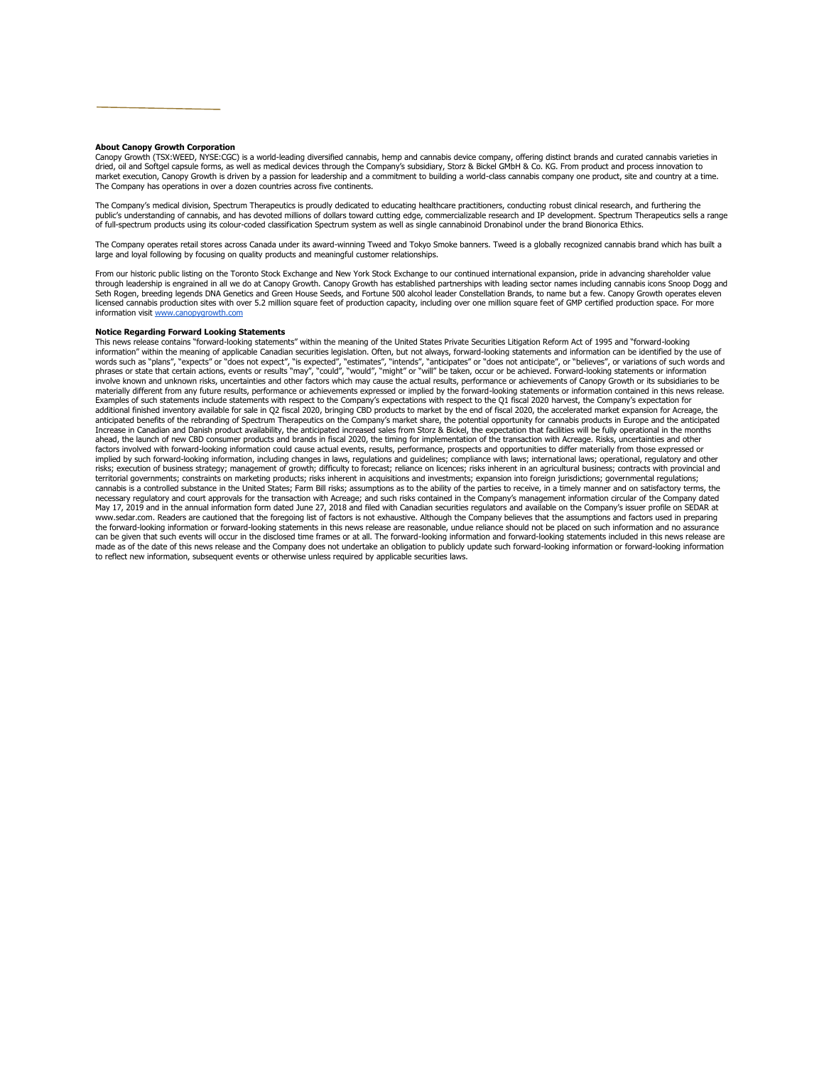**About Canopy Growth Corporation**

Canopy Growth (TSX:WEED, NYSE:CGC) is a world-leading diversified cannabis, hemp and cannabis device company, offering distinct brands and curated cannabis varieties in dried, oil and Softgel capsule forms, as well as medical devices through the Company's subsidiary, Storz & Bickel GMbH & Co. KG. From product and process innovation to market execution, Canopy Growth is driven by a passion for leadership and a commitment to building a world-class cannabis company one product, site and country at a time. The Company has operations in over a dozen countries across five continents.

The Company's medical division, Spectrum Therapeutics is proudly dedicated to educating healthcare practitioners, conducting robust clinical research, and furthering the public's understanding of cannabis, and has devoted millions of dollars toward cutting edge, commercializable research and IP development. Spectrum Therapeutics sells a range of full-spectrum products using its colour-coded classification Spectrum system as well as single cannabinoid Dronabinol under the brand Bionorica Ethics.

The Company operates retail stores across Canada under its award-winning Tweed and Tokyo Smoke banners. Tweed is a globally recognized cannabis brand which has built a large and loyal following by focusing on quality products and meaningful customer relationships.

From our historic public listing on the Toronto Stock Exchange and New York Stock Exchange to our continued international expansion, pride in advancing shareholder value through leadership is engrained in all we do at Canopy Growth. Canopy Growth has established partnerships with leading sector names including cannabis icons Snoop Dogg and Seth Rogen, breeding legends DNA Genetics and Green House Seeds, and Fortune 500 alcohol leader Constellation Brands, to name but a few. Canopy Growth operates eleven licensed cannabis production sites with over 5.2 million square feet of production capacity, including over one million square feet of GMP certified production space. For more information visit www.canopygrowth.com

**Notice Regarding Forward Looking Statements**

This news release contains "forward-looking statements" within the meaning of the United States Private Securities Litigation Reform Act of 1995 and "forward-looking information" within the meaning of applicable Canadian securities legislation. Often, but not always, forward-looking statements and information can be identified by the use of words such as "plans", "expects" or "does not expect", "is expected", "estimates", "intends", "anticipates" or "does not anticipate", or "believes", or variations of such words and phrases or state that certain actions, events or results "may", "could", "would", "might" or "will" be taken, occur or be achieved. Forward-looking statements or information involve known and unknown risks, uncertainties and other factors which may cause the actual results, performance or achievements of Canopy Growth or its subsidiaries to be materially different from any future results, performance or achievements expressed or implied by the forward-looking statements or information contained in this news release. Examples of such statements include statements with respect to the Company's expectations with respect to the Q1 fiscal 2020 harvest, the Company's expectation for additional finished inventory available for sale in Q2 fiscal 2020, bringing CBD products to market by the end of fiscal 2020, the accelerated market expansion for Acreage, the anticipated benefits of the rebranding of Spectrum Therapeutics on the Company's market share, the potential opportunity for cannabis products in Europe and the anticipated Increase in Canadian and Danish product availability, the anticipated increased sales from Storz & Bickel, the expectation that facilities will be fully operational in the months ahead, the launch of new CBD consumer products and brands in fiscal 2020, the timing for implementation of the transaction with Acreage. Risks, uncertainties and other factors involved with forward-looking information could cause actual events, results, performance, prospects and opportunities to differ materially from those expressed or implied by such forward-looking information, including changes in laws, regulations and guidelines; compliance with laws; international laws; operational, regulatory and other risks; execution of business strategy; management of growth; difficulty to forecast; reliance on licences; risks inherent in an agricultural business; contracts with provincial and territorial governments; constraints on marketing products; risks inherent in acquisitions and investments; expansion into foreign jurisdictions; governmental regulations; cannabis is a controlled substance in the United States; Farm Bill risks; assumptions as to the ability of the parties to receive, in a timely manner and on satisfactory terms, the necessary regulatory and court approvals for the transaction with Acreage; and such risks contained in the Company's management information circular of the Company dated May 17, 2019 and in the annual information form dated June 27, 2018 and filed with Canadian securities regulators and available on the Company's issuer profile on SEDAR at www.sedar.com. Readers are cautioned that the foregoing list of factors is not exhaustive. Although the Company believes that the assumptions and factors used in preparing the forward-looking information or forward-looking statements in this news release are reasonable, undue reliance should not be placed on such information and no assurance can be given that such events will occur in the disclosed time frames or at all. The forward-looking information and forward-looking statements included in this news release are made as of the date of this news release and the Company does not undertake an obligation to publicly update such forward-looking information or forward-looking information to reflect new information, subsequent events or otherwise unless required by applicable securities laws.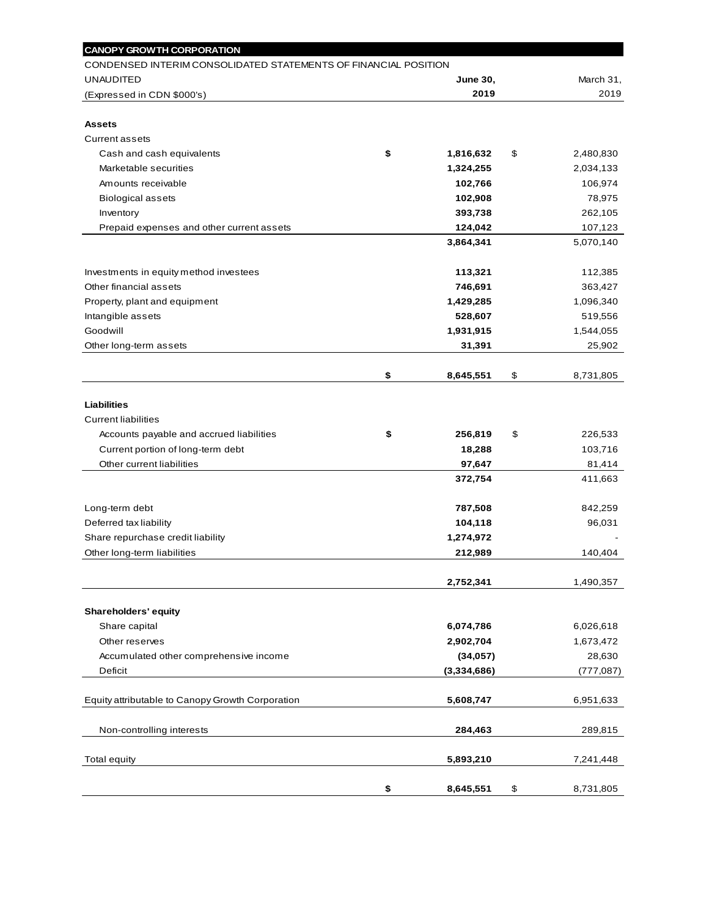**CANOPY GROWTH CORPORATION**

CONDENSED INTERIM CONSOLIDATED STATEMENTS OF FINANCIAL POSITION

UNAUDITED

(Expressed in CDN $000's)

| | June 30, 2019 | March 31, 2019 |
|---|---|---|
| **Assets** | | |
| Current assets | | |
| Cash and cash equivalents | $ 1,816,632 | $ 2,480,830 |
| Marketable securities | 1,324,255 | 2,034,133 |
| Amounts receivable | 102,766 | 106,974 |
| Biological assets | 102,908 | 78,975 |
| Inventory | 393,738 | 262,105 |
| Prepaid expenses and other current assets | 124,042 | 107,123 |
| | 3,864,341 | 5,070,140 |
| Investments in equity method investees | 113,321 | 112,385 |
| Other financial assets | 746,691 | 363,427 |
| Property, plant and equipment | 1,429,285 | 1,096,340 |
| Intangible assets | 528,607 | 519,556 |
| Goodwill | 1,931,915 | 1,544,055 |
| Other long-term assets | 31,391 | 25,902 |
| | $ 8,645,551 | $ 8,731,805 |
| **Liabilities** | | |
| Current liabilities | | |
| Accounts payable and accrued liabilities | $ 256,819 | $ 226,533 |
| Current portion of long-term debt | 18,288 | 103,716 |
| Other current liabilities | 97,647 | 81,414 |
| | 372,754 | 411,663 |
| Long-term debt | 787,508 | 842,259 |
| Deferred tax liability | 104,118 | 96,031 |
| Share repurchase credit liability | 1,274,972 | - |
| Other long-term liabilities | 212,989 | 140,404 |
| | 2,752,341 | 1,490,357 |
| **Shareholders' equity** | | |
| Share capital | 6,074,786 | 6,026,618 |
| Other reserves | 2,902,704 | 1,673,472 |
| Accumulated other comprehensive income | (34,057) | 28,630 |
| Deficit | (3,334,686) | (777,087) |
| Equity attributable to Canopy Growth Corporation | 5,608,747 | 6,951,633 |
| Non-controlling interests | 284,463 | 289,815 |
| Total equity | 5,893,210 | 7,241,448 |
| | $ 8,645,551 | $ 8,731,805 |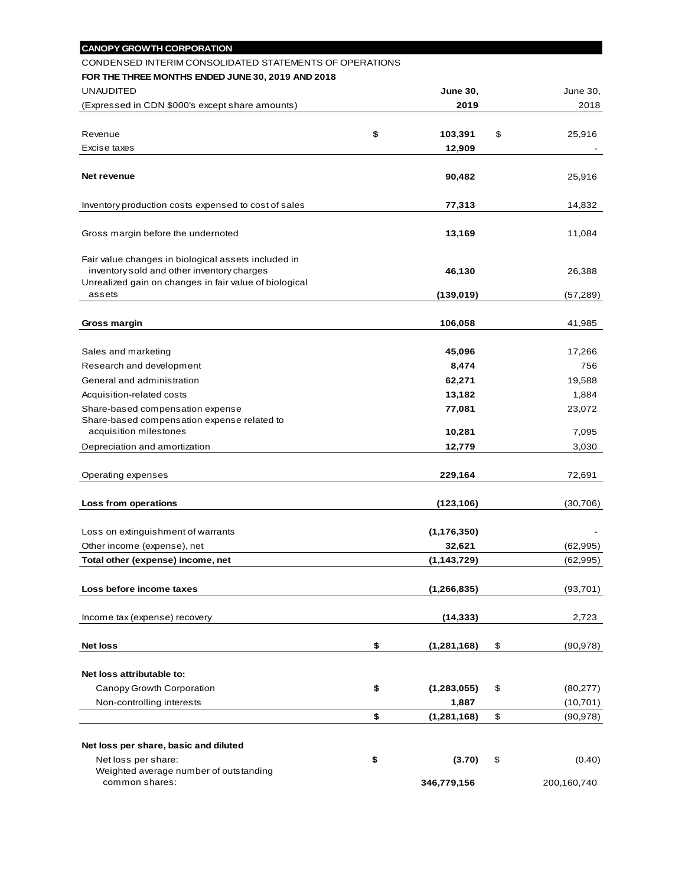**CANOPY GROWTH CORPORATION**

CONDENSED INTERIM CONSOLIDATED STATEMENTS OF OPERATIONS

**FOR THE THREE MONTHS ENDED JUNE 30, 2019 AND 2018**

| UNAUDITED<br>(Expressed in CDN $000's except share amounts) | | **June 30, 2019** | | June 30, 2018 |
|---|---|---|---|---|
| Revenue | **$** | **103,391** | $ | 25,916 |
| Excise taxes | | **12,909** | | - |
| **Net revenue** | | **90,482** | | 25,916 |
| Inventory production costs expensed to cost of sales | | **77,313** | | 14,832 |
| Gross margin before the undernoted | | **13,169** | | 11,084 |
| Fair value changes in biological assets included in inventory sold and other inventory charges | | **46,130** | | 26,388 |
| Unrealized gain on changes in fair value of biological assets | | **(139,019)** | | (57,289) |
| **Gross margin** | | **106,058** | | 41,985 |
| Sales and marketing | | **45,096** | | 17,266 |
| Research and development | | **8,474** | | 756 |
| General and administration | | **62,271** | | 19,588 |
| Acquisition-related costs | | **13,182** | | 1,884 |
| Share-based compensation expense | | **77,081** | | 23,072 |
| Share-based compensation expense related to acquisition milestones | | **10,281** | | 7,095 |
| Depreciation and amortization | | **12,779** | | 3,030 |
| Operating expenses | | **229,164** | | 72,691 |
| **Loss from operations** | | **(123,106)** | | (30,706) |
| Loss on extinguishment of warrants | | **(1,176,350)** | | - |
| Other income (expense), net | | **32,621** | | (62,995) |
| **Total other (expense) income, net** | | **(1,143,729)** | | (62,995) |
| **Loss before income taxes** | | **(1,266,835)** | | (93,701) |
| Income tax (expense) recovery | | **(14,333)** | | 2,723 |
| **Net loss** | **$** | **(1,281,168)** | $ | (90,978) |
| **Net loss attributable to:** | | | | |
| Canopy Growth Corporation | **$** | **(1,283,055)** | $ | (80,277) |
| Non-controlling interests | | **1,887** | | (10,701) |
| | **$** | **(1,281,168)** | $ | (90,978) |
| **Net loss per share, basic and diluted** | | | | |
| Net loss per share: | **$** | **(3.70)** | $ | (0.40) |
| Weighted average number of outstanding common shares: | | **346,779,156** | | 200,160,740 |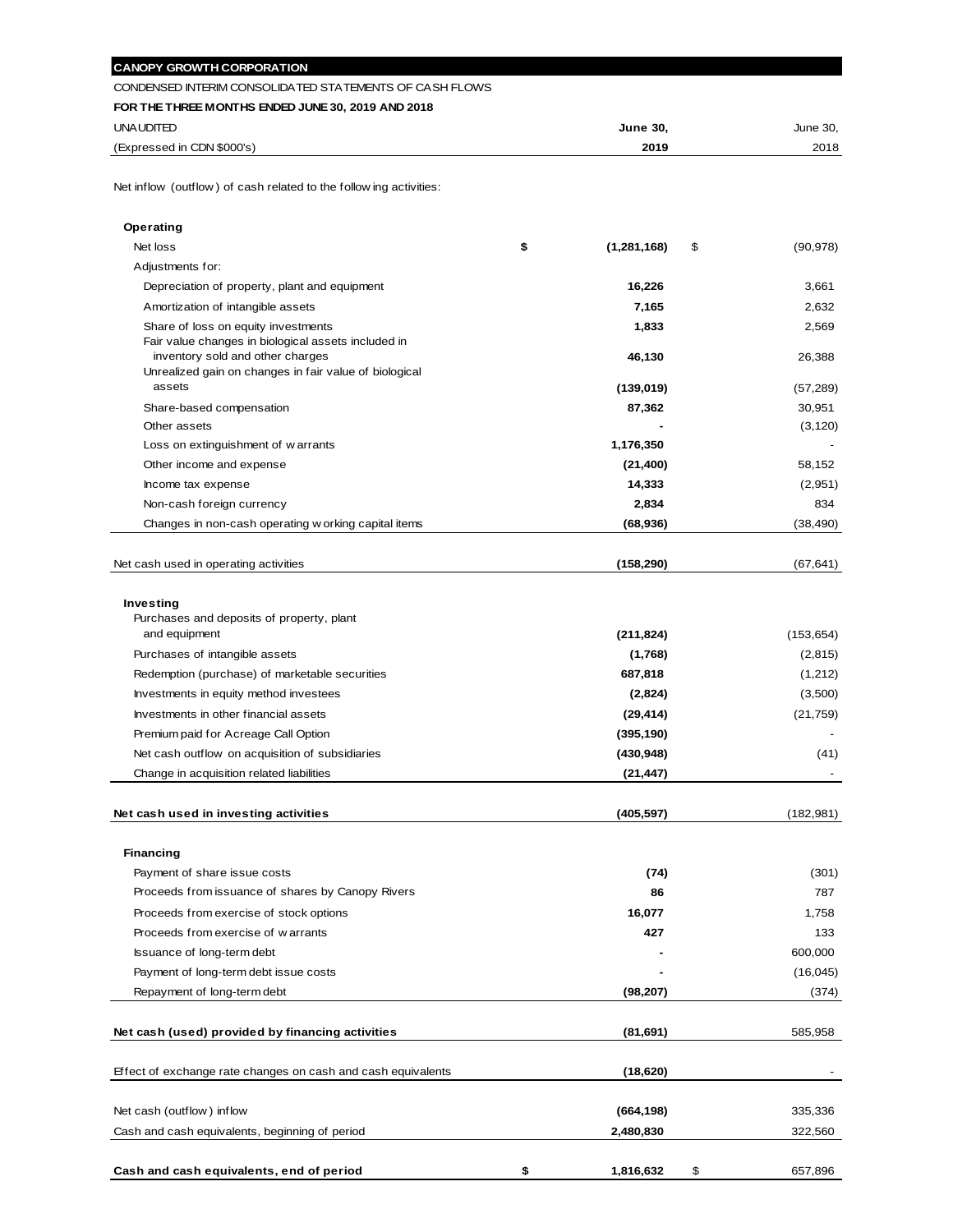**CANOPY GROWTH CORPORATION**

CONDENSED INTERIM CONSOLIDATED STATEMENTS OF CASH FLOWS

**FOR THE THREE MONTHS ENDED JUNE 30, 2019 AND 2018**

| UNAUDITED<br>(Expressed in CDN $000's) | **June 30, 2019** | June 30, 2018 |
|---|---|---|
| Net inflow (outflow) of cash related to the following activities: | | |
| **Operating** | | |
| Net loss | **$ (1,281,168)** | $ (90,978) |
| Adjustments for: | | |
| Depreciation of property, plant and equipment | **16,226** | 3,661 |
| Amortization of intangible assets | **7,165** | 2,632 |
| Share of loss on equity investments | **1,833** | 2,569 |
| Fair value changes in biological assets included in inventory sold and other charges | **46,130** | 26,388 |
| Unrealized gain on changes in fair value of biological assets | **(139,019)** | (57,289) |
| Share-based compensation | **87,362** | 30,951 |
| Other assets | **-** | (3,120) |
| Loss on extinguishment of warrants | **1,176,350** | - |
| Other income and expense | **(21,400)** | 58,152 |
| Income tax expense | **14,333** | (2,951) |
| Non-cash foreign currency | **2,834** | 834 |
| Changes in non-cash operating working capital items | **(68,936)** | (38,490) |
| Net cash used in operating activities | **(158,290)** | (67,641) |
| **Investing** | | |
| Purchases and deposits of property, plant and equipment | **(211,824)** | (153,654) |
| Purchases of intangible assets | **(1,768)** | (2,815) |
| Redemption (purchase) of marketable securities | **687,818** | (1,212) |
| Investments in equity method investees | **(2,824)** | (3,500) |
| Investments in other financial assets | **(29,414)** | (21,759) |
| Premium paid for Acreage Call Option | **(395,190)** | - |
| Net cash outflow on acquisition of subsidiaries | **(430,948)** | (41) |
| Change in acquisition related liabilities | **(21,447)** | - |
| **Net cash used in investing activities** | **(405,597)** | (182,981) |
| **Financing** | | |
| Payment of share issue costs | **(74)** | (301) |
| Proceeds from issuance of shares by Canopy Rivers | **86** | 787 |
| Proceeds from exercise of stock options | **16,077** | 1,758 |
| Proceeds from exercise of warrants | **427** | 133 |
| Issuance of long-term debt | **-** | 600,000 |
| Payment of long-term debt issue costs | **-** | (16,045) |
| Repayment of long-term debt | **(98,207)** | (374) |
| **Net cash (used) provided by financing activities** | **(81,691)** | 585,958 |
| Effect of exchange rate changes on cash and cash equivalents | **(18,620)** | - |
| Net cash (outflow) inflow | **(664,198)** | 335,336 |
| Cash and cash equivalents, beginning of period | **2,480,830** | 322,560 |
| **Cash and cash equivalents, end of period** | **$ 1,816,632** | $ 657,896 |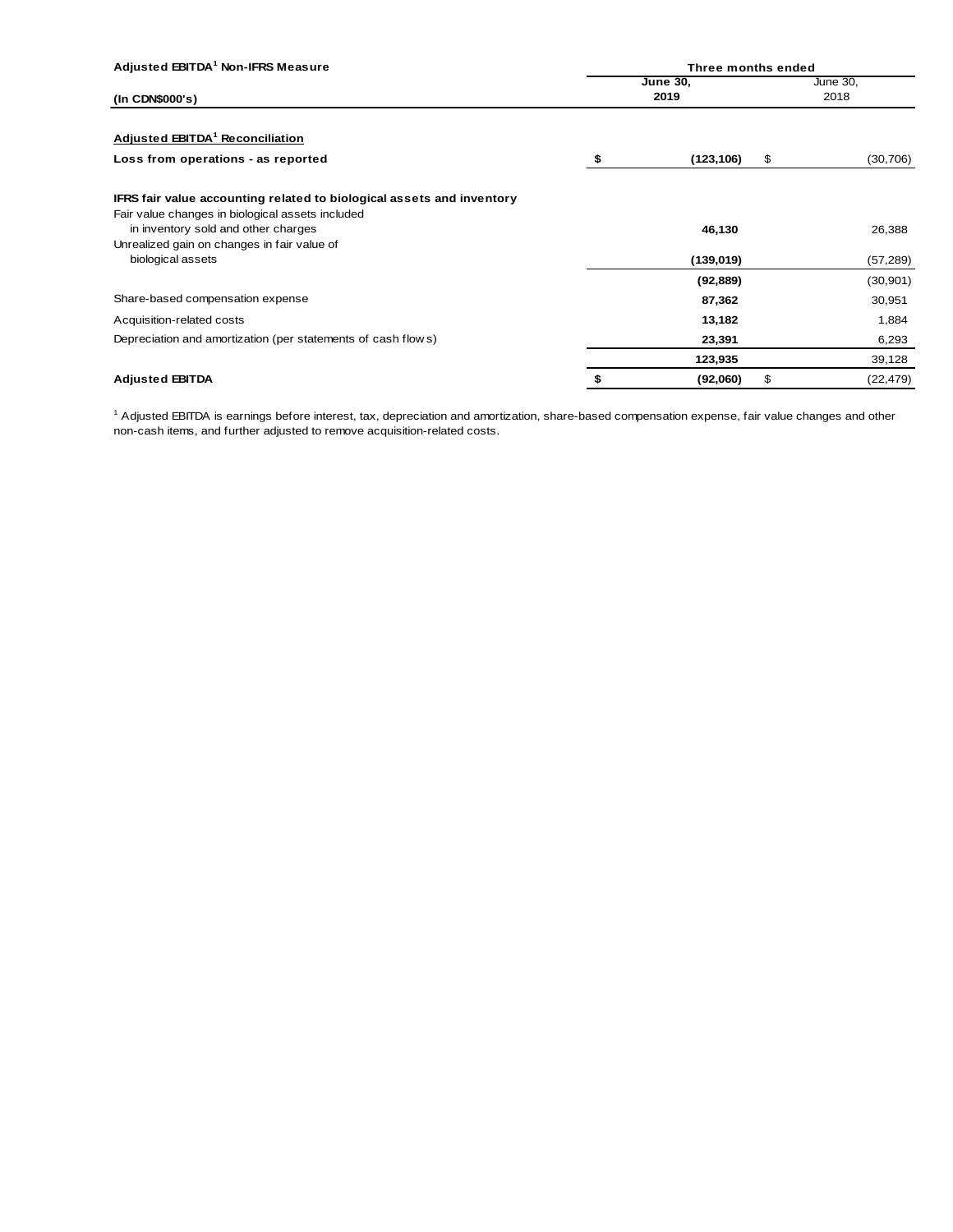| Adjusted EBITDA[1] Non-IFRS Measure | Three months ended | |
|---|---|---|
| (In CDN$000's) | June 30, 2019 | June 30, 2018 |
| **Adjusted EBITDA[1] Reconciliation** | | |
| **Loss from operations - as reported** | **$ (123,106)** | $ (30,706) |
| **IFRS fair value accounting related to biological assets and inventory** | | |
| Fair value changes in biological assets included in inventory sold and other charges | **46,130** | 26,388 |
| Unrealized gain on changes in fair value of biological assets | **(139,019)** | (57,289) |
| | **(92,889)** | (30,901) |
| Share-based compensation expense | **87,362** | 30,951 |
| Acquisition-related costs | **13,182** | 1,884 |
| Depreciation and amortization (per statements of cash flows) | **23,391** | 6,293 |
| | **123,935** | 39,128 |
| **Adjusted EBITDA** | **$ (92,060)** | $ (22,479) |

[1] Adjusted EBITDA is earnings before interest, tax, depreciation and amortization, share-based compensation expense, fair value changes and other non-cash items, and further adjusted to remove acquisition-related costs.